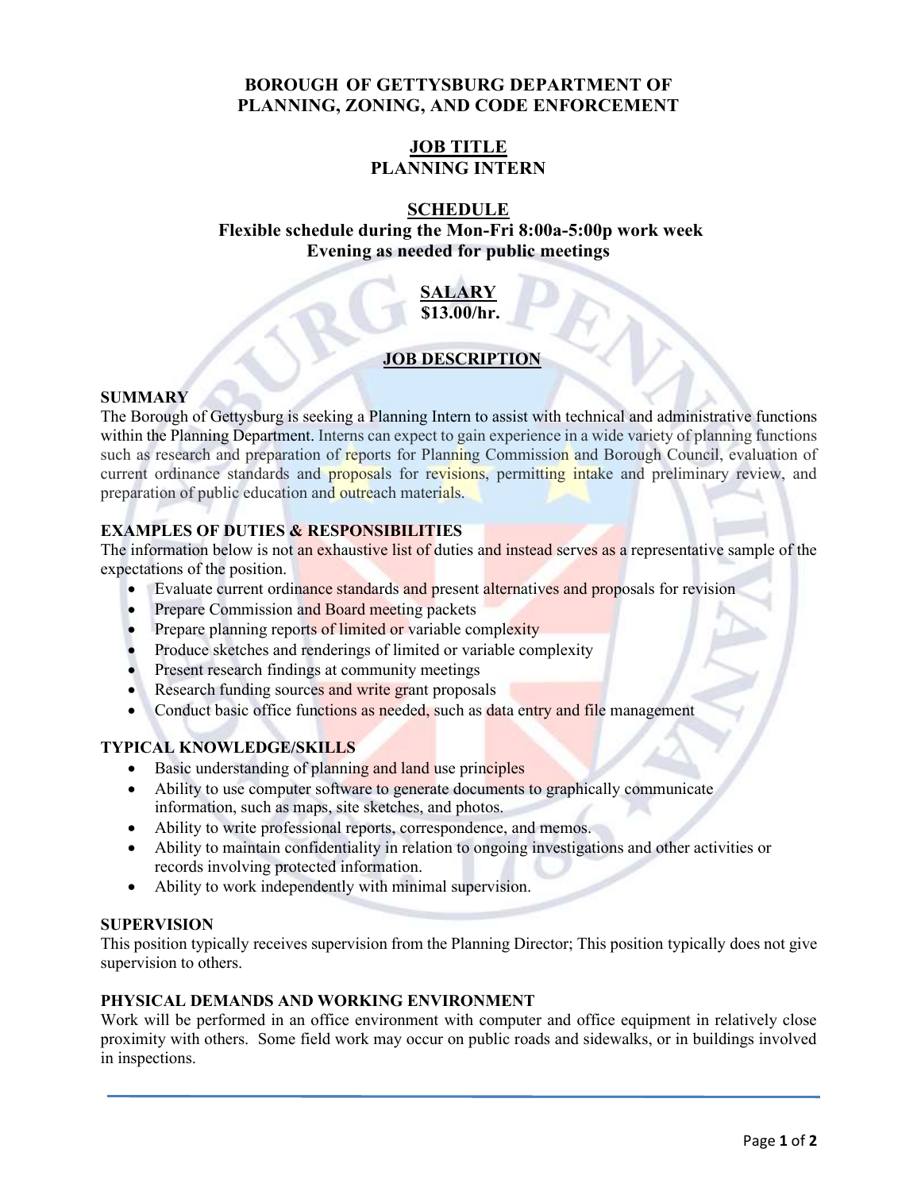# BOROUGH OF GETTYSBURG DEPARTMENT OF PLANNING, ZONING, AND CODE ENFORCEMENT

## JOB TITLE
**PLANNING INTERN**

## SCHEDULE
**Flexible schedule during the Mon-Fri 8:00a-5:00p work week**
**Evening as needed for public meetings**

## SALARY
**$13.00/hr.**

## JOB DESCRIPTION

### SUMMARY

The Borough of Gettysburg is seeking a Planning Intern to assist with technical and administrative functions within the Planning Department. Interns can expect to gain experience in a wide variety of planning functions such as research and preparation of reports for Planning Commission and Borough Council, evaluation of current ordinance standards and proposals for revisions, permitting intake and preliminary review, and preparation of public education and outreach materials.

### EXAMPLES OF DUTIES & RESPONSIBILITIES

The information below is not an exhaustive list of duties and instead serves as a representative sample of the expectations of the position.

- Evaluate current ordinance standards and present alternatives and proposals for revision
- Prepare Commission and Board meeting packets
- Prepare planning reports of limited or variable complexity
- Produce sketches and renderings of limited or variable complexity
- Present research findings at community meetings
- Research funding sources and write grant proposals
- Conduct basic office functions as needed, such as data entry and file management

### TYPICAL KNOWLEDGE/SKILLS

- Basic understanding of planning and land use principles
- Ability to use computer software to generate documents to graphically communicate information, such as maps, site sketches, and photos.
- Ability to write professional reports, correspondence, and memos.
- Ability to maintain confidentiality in relation to ongoing investigations and other activities or records involving protected information.
- Ability to work independently with minimal supervision.

### SUPERVISION

This position typically receives supervision from the Planning Director; This position typically does not give supervision to others.

### PHYSICAL DEMANDS AND WORKING ENVIRONMENT

Work will be performed in an office environment with computer and office equipment in relatively close proximity with others. Some field work may occur on public roads and sidewalks, or in buildings involved in inspections.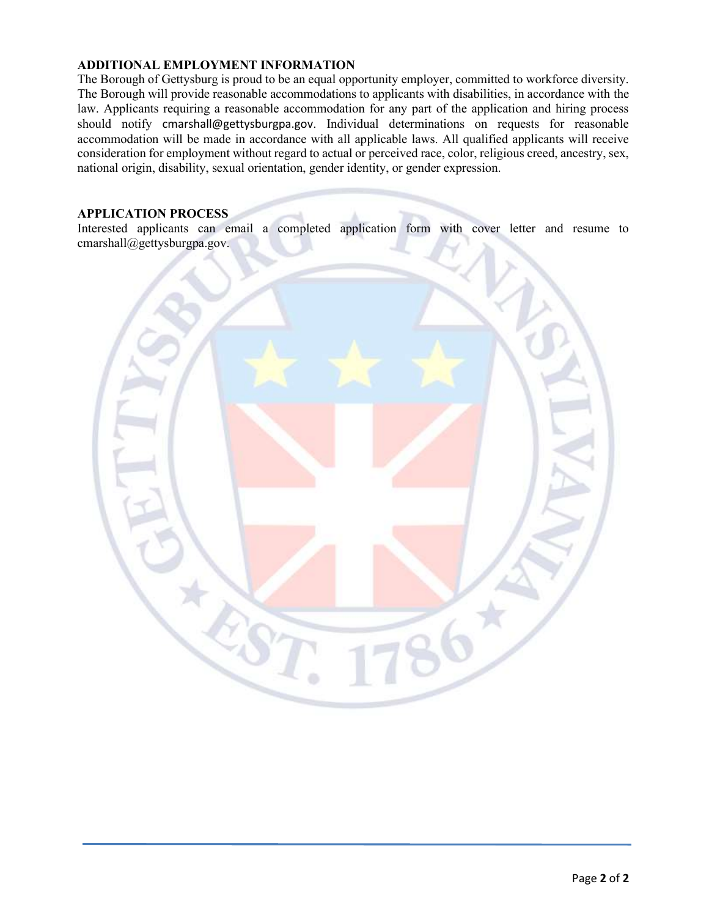## ADDITIONAL EMPLOYMENT INFORMATION

The Borough of Gettysburg is proud to be an equal opportunity employer, committed to workforce diversity. The Borough will provide reasonable accommodations to applicants with disabilities, in accordance with the law. Applicants requiring a reasonable accommodation for any part of the application and hiring process should notify cmarshall@gettysburgpa.gov. Individual determinations on requests for reasonable accommodation will be made in accordance with all applicable laws. All qualified applicants will receive consideration for employment without regard to actual or perceived race, color, religious creed, ancestry, sex, national origin, disability, sexual orientation, gender identity, or gender expression.

## APPLICATION PROCESS

Interested applicants can email a completed application form with cover letter and resume to cmarshall@gettysburgpa.gov.